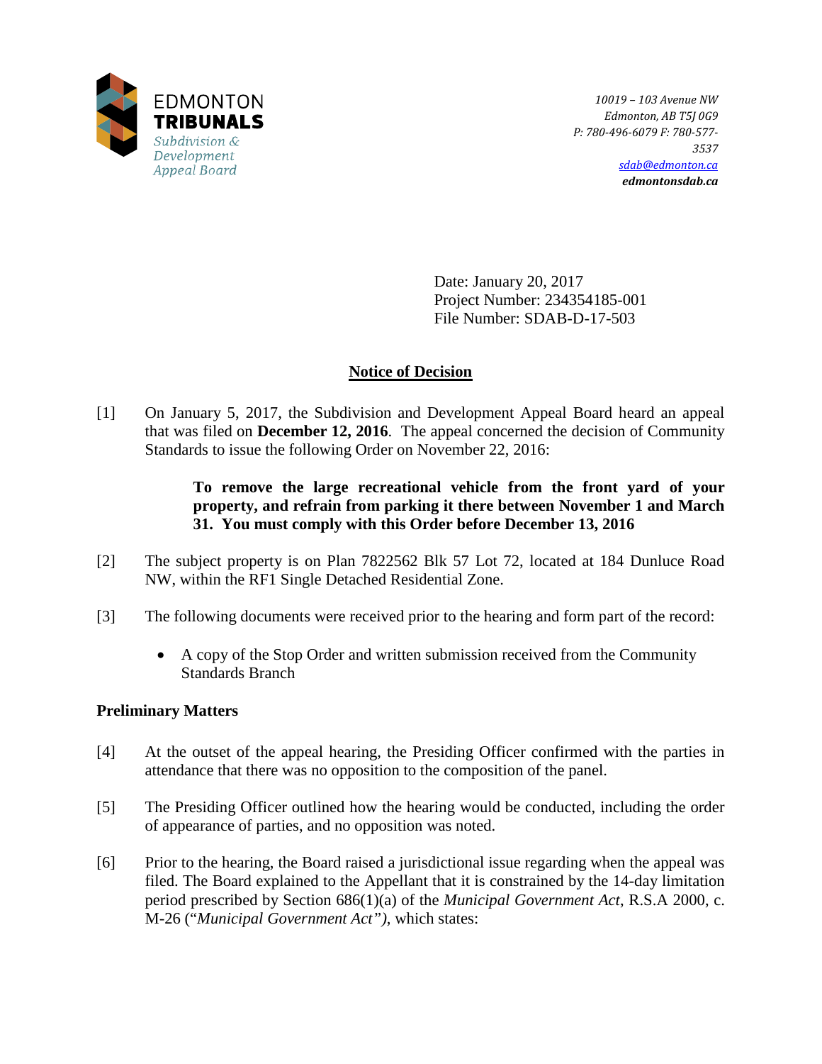EDMONTON
**TRIBUNALS**
*Subdivision & Development Appeal Board*

*10019 – 103 Avenue NW*
*Edmonton, AB T5J 0G9*
*P: 780-496-6079 F: 780-577-3537*
*sdab@edmonton.ca*
***edmontonsdab.ca***

Date: January 20, 2017
Project Number: 234354185-001
File Number: SDAB-D-17-503

## Notice of Decision

[1] On January 5, 2017, the Subdivision and Development Appeal Board heard an appeal that was filed on **December 12, 2016**. The appeal concerned the decision of Community Standards to issue the following Order on November 22, 2016:

> **To remove the large recreational vehicle from the front yard of your property, and refrain from parking it there between November 1 and March 31. You must comply with this Order before December 13, 2016**

[2] The subject property is on Plan 7822562 Blk 57 Lot 72, located at 184 Dunluce Road NW, within the RF1 Single Detached Residential Zone.

[3] The following documents were received prior to the hearing and form part of the record:

- A copy of the Stop Order and written submission received from the Community Standards Branch

### Preliminary Matters

[4] At the outset of the appeal hearing, the Presiding Officer confirmed with the parties in attendance that there was no opposition to the composition of the panel.

[5] The Presiding Officer outlined how the hearing would be conducted, including the order of appearance of parties, and no opposition was noted.

[6] Prior to the hearing, the Board raised a jurisdictional issue regarding when the appeal was filed. The Board explained to the Appellant that it is constrained by the 14-day limitation period prescribed by Section 686(1)(a) of the *Municipal Government Act*, R.S.A 2000, c. M-26 ("*Municipal Government Act")*, which states: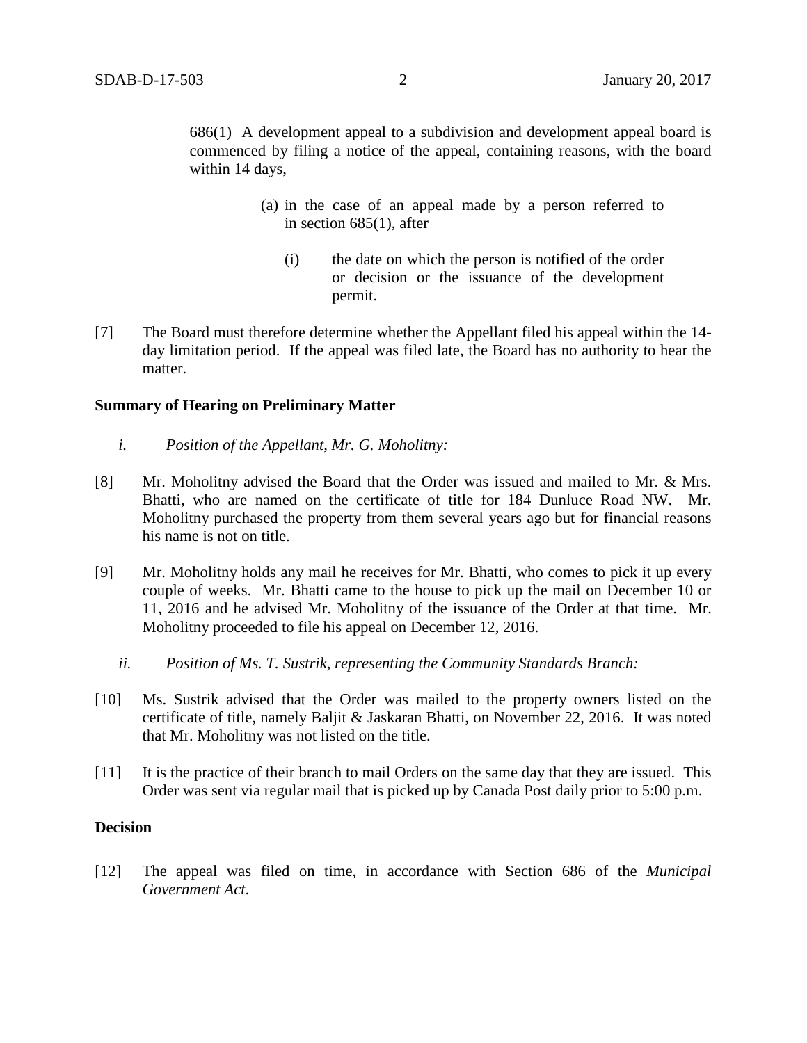> 686(1) A development appeal to a subdivision and development appeal board is commenced by filing a notice of the appeal, containing reasons, with the board within 14 days,
>
> > (a) in the case of an appeal made by a person referred to in section 685(1), after
> >
> > > (i) the date on which the person is notified of the order or decision or the issuance of the development permit.

[7] The Board must therefore determine whether the Appellant filed his appeal within the 14-day limitation period. If the appeal was filed late, the Board has no authority to hear the matter.

**Summary of Hearing on Preliminary Matter**

*i. Position of the Appellant, Mr. G. Moholitny:*

[8] Mr. Moholitny advised the Board that the Order was issued and mailed to Mr. & Mrs. Bhatti, who are named on the certificate of title for 184 Dunluce Road NW. Mr. Moholitny purchased the property from them several years ago but for financial reasons his name is not on title.

[9] Mr. Moholitny holds any mail he receives for Mr. Bhatti, who comes to pick it up every couple of weeks. Mr. Bhatti came to the house to pick up the mail on December 10 or 11, 2016 and he advised Mr. Moholitny of the issuance of the Order at that time. Mr. Moholitny proceeded to file his appeal on December 12, 2016.

*ii. Position of Ms. T. Sustrik, representing the Community Standards Branch:*

[10] Ms. Sustrik advised that the Order was mailed to the property owners listed on the certificate of title, namely Baljit & Jaskaran Bhatti, on November 22, 2016. It was noted that Mr. Moholitny was not listed on the title.

[11] It is the practice of their branch to mail Orders on the same day that they are issued. This Order was sent via regular mail that is picked up by Canada Post daily prior to 5:00 p.m.

**Decision**

[12] The appeal was filed on time, in accordance with Section 686 of the *Municipal Government Act*.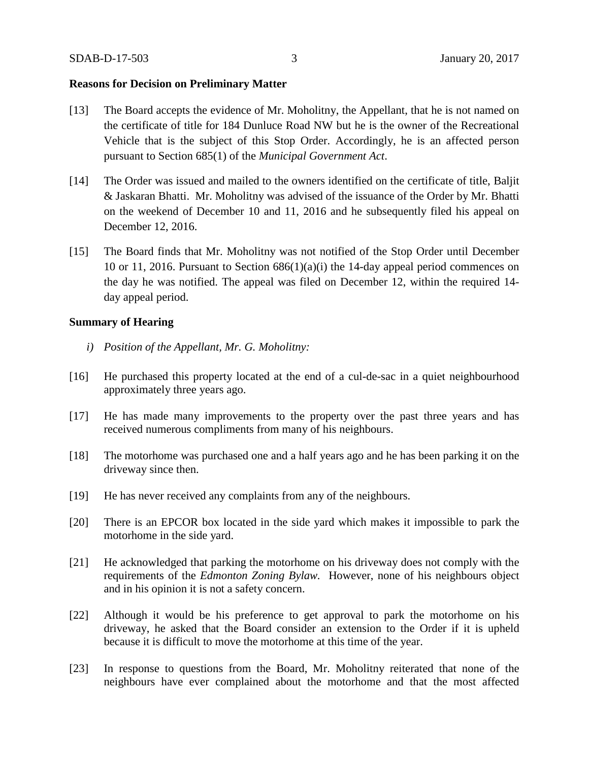**Reasons for Decision on Preliminary Matter**

[13] The Board accepts the evidence of Mr. Moholitny, the Appellant, that he is not named on the certificate of title for 184 Dunluce Road NW but he is the owner of the Recreational Vehicle that is the subject of this Stop Order. Accordingly, he is an affected person pursuant to Section 685(1) of the *Municipal Government Act*.

[14] The Order was issued and mailed to the owners identified on the certificate of title, Baljit & Jaskaran Bhatti. Mr. Moholitny was advised of the issuance of the Order by Mr. Bhatti on the weekend of December 10 and 11, 2016 and he subsequently filed his appeal on December 12, 2016.

[15] The Board finds that Mr. Moholitny was not notified of the Stop Order until December 10 or 11, 2016. Pursuant to Section 686(1)(a)(i) the 14-day appeal period commences on the day he was notified. The appeal was filed on December 12, within the required 14-day appeal period.

**Summary of Hearing**

*i) Position of the Appellant, Mr. G. Moholitny:*

[16] He purchased this property located at the end of a cul-de-sac in a quiet neighbourhood approximately three years ago.

[17] He has made many improvements to the property over the past three years and has received numerous compliments from many of his neighbours.

[18] The motorhome was purchased one and a half years ago and he has been parking it on the driveway since then.

[19] He has never received any complaints from any of the neighbours.

[20] There is an EPCOR box located in the side yard which makes it impossible to park the motorhome in the side yard.

[21] He acknowledged that parking the motorhome on his driveway does not comply with the requirements of the *Edmonton Zoning Bylaw.* However, none of his neighbours object and in his opinion it is not a safety concern.

[22] Although it would be his preference to get approval to park the motorhome on his driveway, he asked that the Board consider an extension to the Order if it is upheld because it is difficult to move the motorhome at this time of the year.

[23] In response to questions from the Board, Mr. Moholitny reiterated that none of the neighbours have ever complained about the motorhome and that the most affected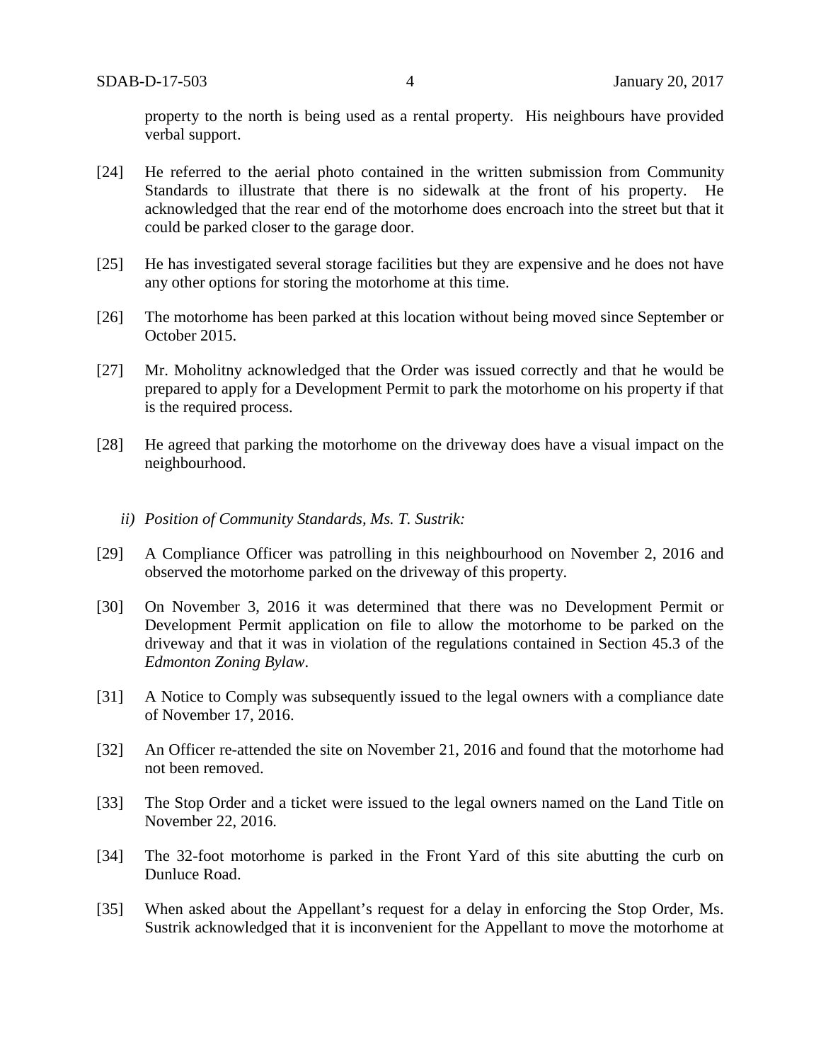property to the north is being used as a rental property. His neighbours have provided verbal support.

[24] He referred to the aerial photo contained in the written submission from Community Standards to illustrate that there is no sidewalk at the front of his property. He acknowledged that the rear end of the motorhome does encroach into the street but that it could be parked closer to the garage door.

[25] He has investigated several storage facilities but they are expensive and he does not have any other options for storing the motorhome at this time.

[26] The motorhome has been parked at this location without being moved since September or October 2015.

[27] Mr. Moholitny acknowledged that the Order was issued correctly and that he would be prepared to apply for a Development Permit to park the motorhome on his property if that is the required process.

[28] He agreed that parking the motorhome on the driveway does have a visual impact on the neighbourhood.

*ii) Position of Community Standards, Ms. T. Sustrik:*

[29] A Compliance Officer was patrolling in this neighbourhood on November 2, 2016 and observed the motorhome parked on the driveway of this property.

[30] On November 3, 2016 it was determined that there was no Development Permit or Development Permit application on file to allow the motorhome to be parked on the driveway and that it was in violation of the regulations contained in Section 45.3 of the *Edmonton Zoning Bylaw*.

[31] A Notice to Comply was subsequently issued to the legal owners with a compliance date of November 17, 2016.

[32] An Officer re-attended the site on November 21, 2016 and found that the motorhome had not been removed.

[33] The Stop Order and a ticket were issued to the legal owners named on the Land Title on November 22, 2016.

[34] The 32-foot motorhome is parked in the Front Yard of this site abutting the curb on Dunluce Road.

[35] When asked about the Appellant's request for a delay in enforcing the Stop Order, Ms. Sustrik acknowledged that it is inconvenient for the Appellant to move the motorhome at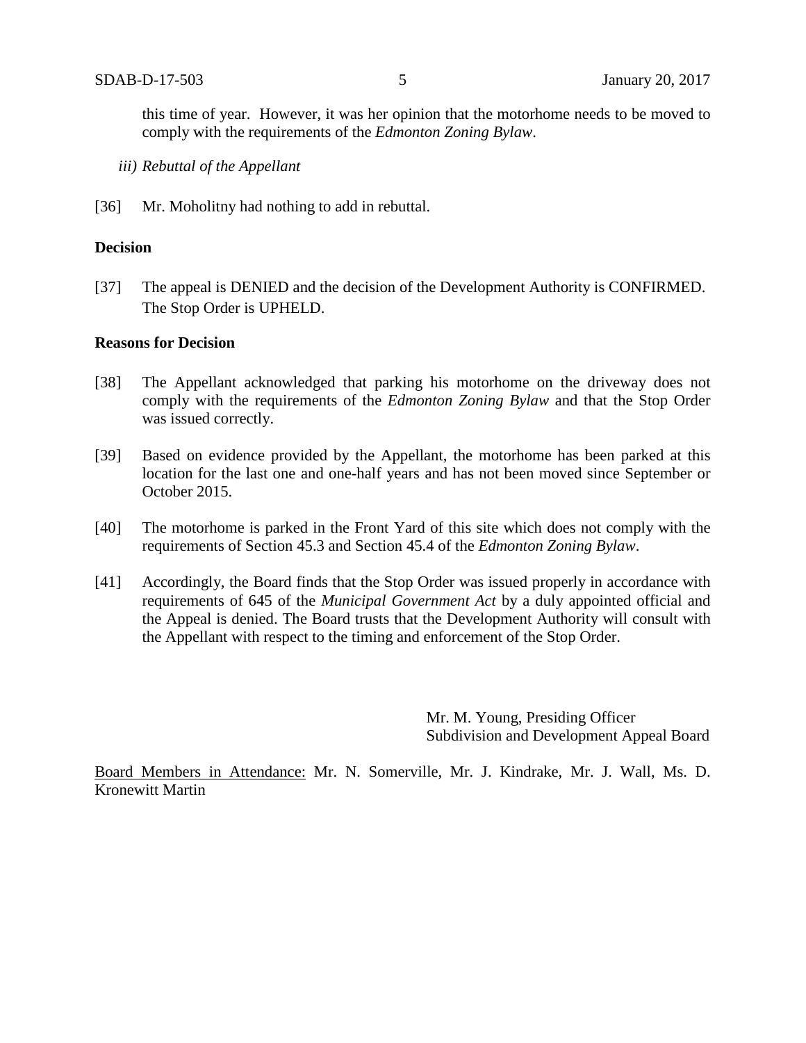this time of year. However, it was her opinion that the motorhome needs to be moved to comply with the requirements of the *Edmonton Zoning Bylaw*.

*iii) Rebuttal of the Appellant*

[36] Mr. Moholitny had nothing to add in rebuttal.

**Decision**

[37] The appeal is DENIED and the decision of the Development Authority is CONFIRMED. The Stop Order is UPHELD.

**Reasons for Decision**

[38] The Appellant acknowledged that parking his motorhome on the driveway does not comply with the requirements of the *Edmonton Zoning Bylaw* and that the Stop Order was issued correctly.

[39] Based on evidence provided by the Appellant, the motorhome has been parked at this location for the last one and one-half years and has not been moved since September or October 2015.

[40] The motorhome is parked in the Front Yard of this site which does not comply with the requirements of Section 45.3 and Section 45.4 of the *Edmonton Zoning Bylaw*.

[41] Accordingly, the Board finds that the Stop Order was issued properly in accordance with requirements of 645 of the *Municipal Government Act* by a duly appointed official and the Appeal is denied. The Board trusts that the Development Authority will consult with the Appellant with respect to the timing and enforcement of the Stop Order.

Mr. M. Young, Presiding Officer
Subdivision and Development Appeal Board

Board Members in Attendance: Mr. N. Somerville, Mr. J. Kindrake, Mr. J. Wall, Ms. D. Kronewitt Martin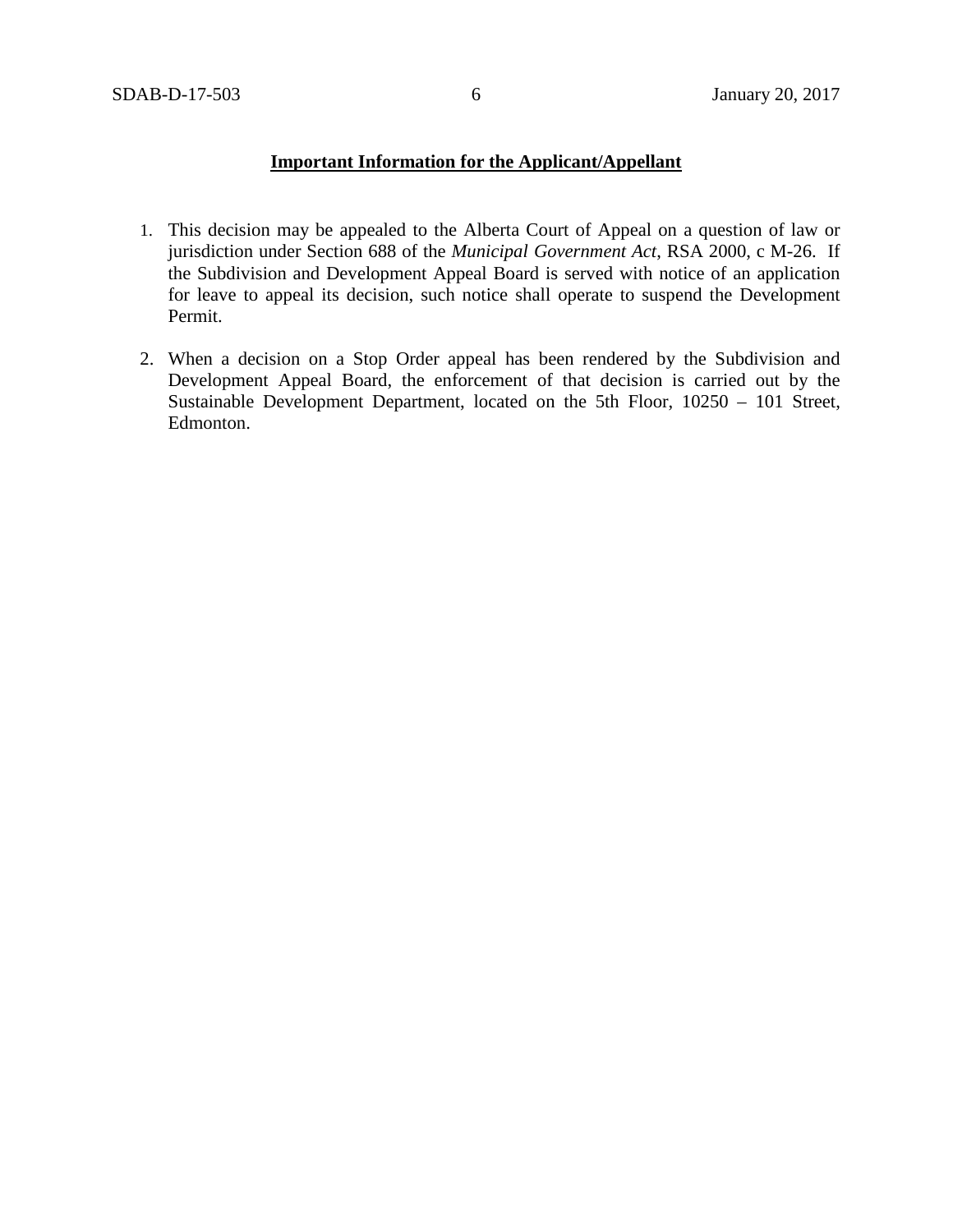**Important Information for the Applicant/Appellant**

1. This decision may be appealed to the Alberta Court of Appeal on a question of law or jurisdiction under Section 688 of the *Municipal Government Act*, RSA 2000, c M-26. If the Subdivision and Development Appeal Board is served with notice of an application for leave to appeal its decision, such notice shall operate to suspend the Development Permit.

2. When a decision on a Stop Order appeal has been rendered by the Subdivision and Development Appeal Board, the enforcement of that decision is carried out by the Sustainable Development Department, located on the 5th Floor, 10250 – 101 Street, Edmonton.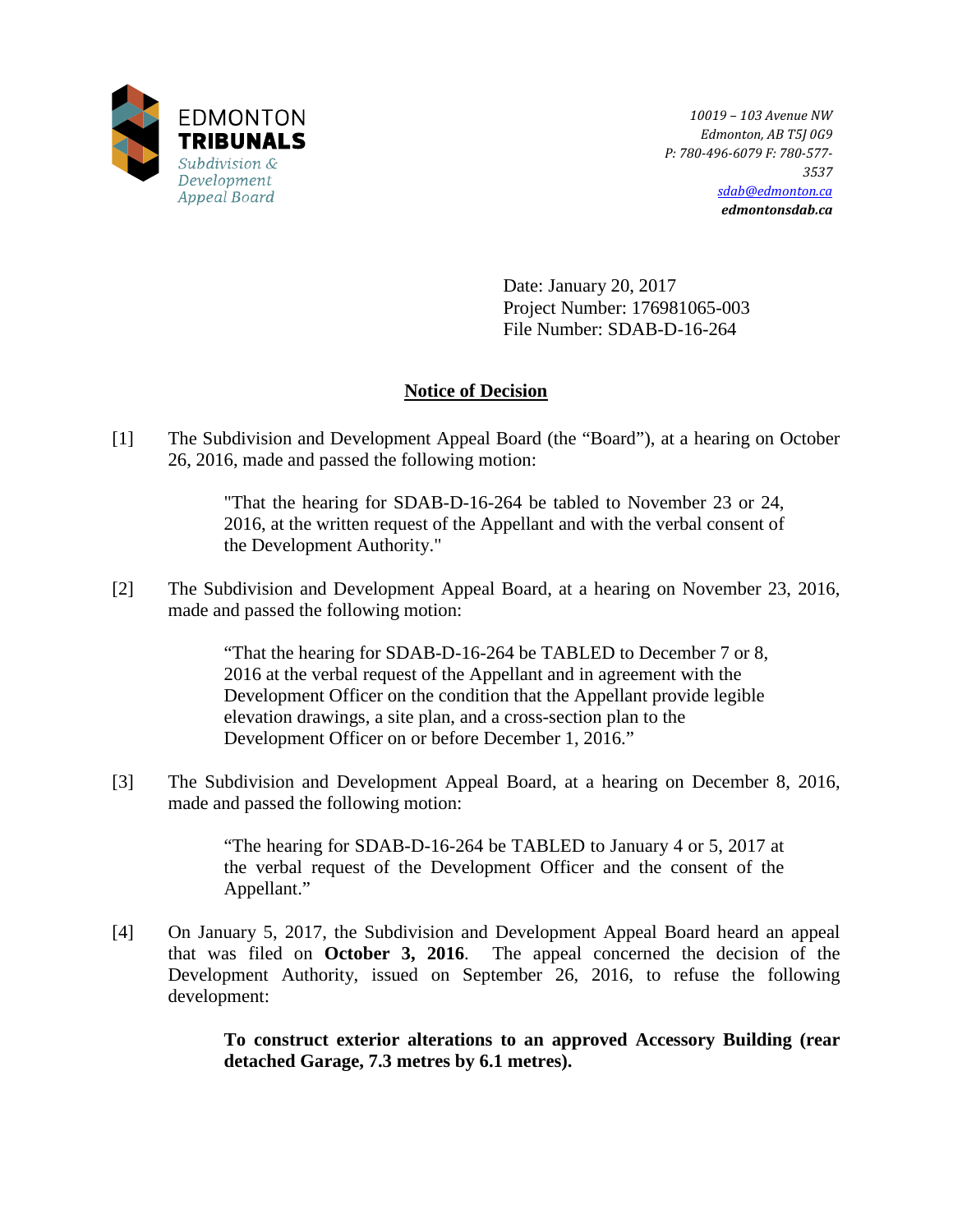EDMONTON
**TRIBUNALS**
*Subdivision & Development Appeal Board*

*10019 – 103 Avenue NW*
*Edmonton, AB T5J 0G9*
*P: 780-496-6079 F: 780-577-3537*
*sdab@edmonton.ca*
***edmontonsdab.ca***

Date: January 20, 2017
Project Number: 176981065-003
File Number: SDAB-D-16-264

## Notice of Decision

[1] The Subdivision and Development Appeal Board (the "Board"), at a hearing on October 26, 2016, made and passed the following motion:

> "That the hearing for SDAB-D-16-264 be tabled to November 23 or 24, 2016, at the written request of the Appellant and with the verbal consent of the Development Authority."

[2] The Subdivision and Development Appeal Board, at a hearing on November 23, 2016, made and passed the following motion:

> "That the hearing for SDAB-D-16-264 be TABLED to December 7 or 8, 2016 at the verbal request of the Appellant and in agreement with the Development Officer on the condition that the Appellant provide legible elevation drawings, a site plan, and a cross-section plan to the Development Officer on or before December 1, 2016."

[3] The Subdivision and Development Appeal Board, at a hearing on December 8, 2016, made and passed the following motion:

> "The hearing for SDAB-D-16-264 be TABLED to January 4 or 5, 2017 at the verbal request of the Development Officer and the consent of the Appellant."

[4] On January 5, 2017, the Subdivision and Development Appeal Board heard an appeal that was filed on **October 3, 2016**. The appeal concerned the decision of the Development Authority, issued on September 26, 2016, to refuse the following development:

> **To construct exterior alterations to an approved Accessory Building (rear detached Garage, 7.3 metres by 6.1 metres).**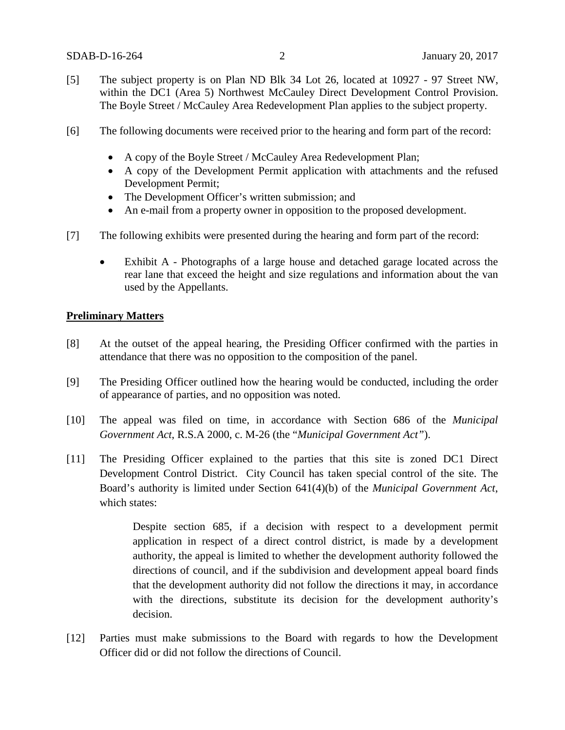[5] The subject property is on Plan ND Blk 34 Lot 26, located at 10927 - 97 Street NW, within the DC1 (Area 5) Northwest McCauley Direct Development Control Provision. The Boyle Street / McCauley Area Redevelopment Plan applies to the subject property.

[6] The following documents were received prior to the hearing and form part of the record:

- A copy of the Boyle Street / McCauley Area Redevelopment Plan;
- A copy of the Development Permit application with attachments and the refused Development Permit;
- The Development Officer's written submission; and
- An e-mail from a property owner in opposition to the proposed development.

[7] The following exhibits were presented during the hearing and form part of the record:

- Exhibit A - Photographs of a large house and detached garage located across the rear lane that exceed the height and size regulations and information about the van used by the Appellants.

**Preliminary Matters**

[8] At the outset of the appeal hearing, the Presiding Officer confirmed with the parties in attendance that there was no opposition to the composition of the panel.

[9] The Presiding Officer outlined how the hearing would be conducted, including the order of appearance of parties, and no opposition was noted.

[10] The appeal was filed on time, in accordance with Section 686 of the *Municipal Government Act*, R.S.A 2000, c. M-26 (the "*Municipal Government Act"*).

[11] The Presiding Officer explained to the parties that this site is zoned DC1 Direct Development Control District. City Council has taken special control of the site. The Board's authority is limited under Section 641(4)(b) of the *Municipal Government Act*, which states:

> Despite section 685, if a decision with respect to a development permit application in respect of a direct control district, is made by a development authority, the appeal is limited to whether the development authority followed the directions of council, and if the subdivision and development appeal board finds that the development authority did not follow the directions it may, in accordance with the directions, substitute its decision for the development authority's decision.

[12] Parties must make submissions to the Board with regards to how the Development Officer did or did not follow the directions of Council.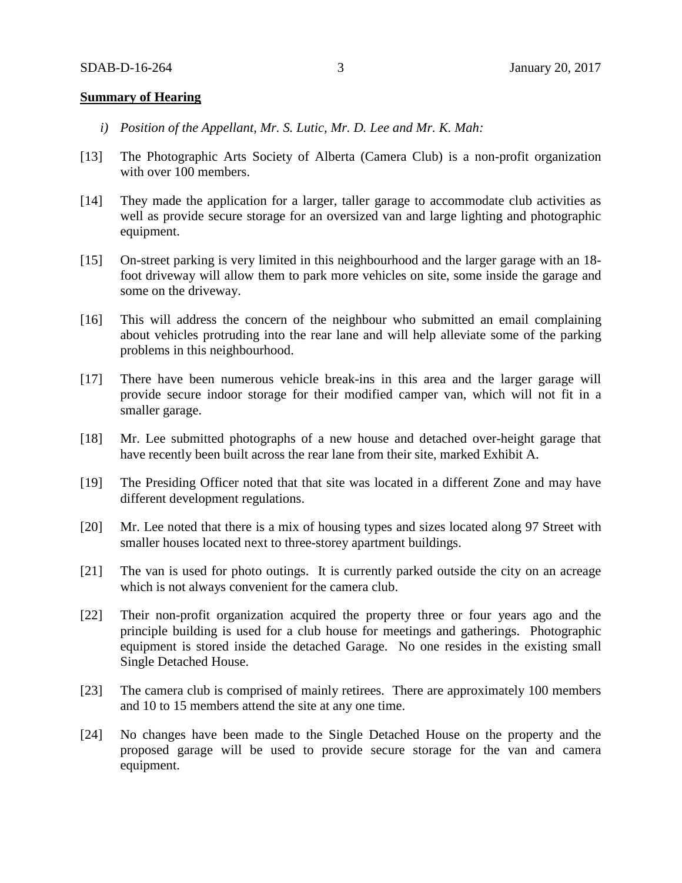**Summary of Hearing**

*i) Position of the Appellant, Mr. S. Lutic, Mr. D. Lee and Mr. K. Mah:*

[13] The Photographic Arts Society of Alberta (Camera Club) is a non-profit organization with over 100 members.

[14] They made the application for a larger, taller garage to accommodate club activities as well as provide secure storage for an oversized van and large lighting and photographic equipment.

[15] On-street parking is very limited in this neighbourhood and the larger garage with an 18-foot driveway will allow them to park more vehicles on site, some inside the garage and some on the driveway.

[16] This will address the concern of the neighbour who submitted an email complaining about vehicles protruding into the rear lane and will help alleviate some of the parking problems in this neighbourhood.

[17] There have been numerous vehicle break-ins in this area and the larger garage will provide secure indoor storage for their modified camper van, which will not fit in a smaller garage.

[18] Mr. Lee submitted photographs of a new house and detached over-height garage that have recently been built across the rear lane from their site, marked Exhibit A.

[19] The Presiding Officer noted that that site was located in a different Zone and may have different development regulations.

[20] Mr. Lee noted that there is a mix of housing types and sizes located along 97 Street with smaller houses located next to three-storey apartment buildings.

[21] The van is used for photo outings. It is currently parked outside the city on an acreage which is not always convenient for the camera club.

[22] Their non-profit organization acquired the property three or four years ago and the principle building is used for a club house for meetings and gatherings. Photographic equipment is stored inside the detached Garage. No one resides in the existing small Single Detached House.

[23] The camera club is comprised of mainly retirees. There are approximately 100 members and 10 to 15 members attend the site at any one time.

[24] No changes have been made to the Single Detached House on the property and the proposed garage will be used to provide secure storage for the van and camera equipment.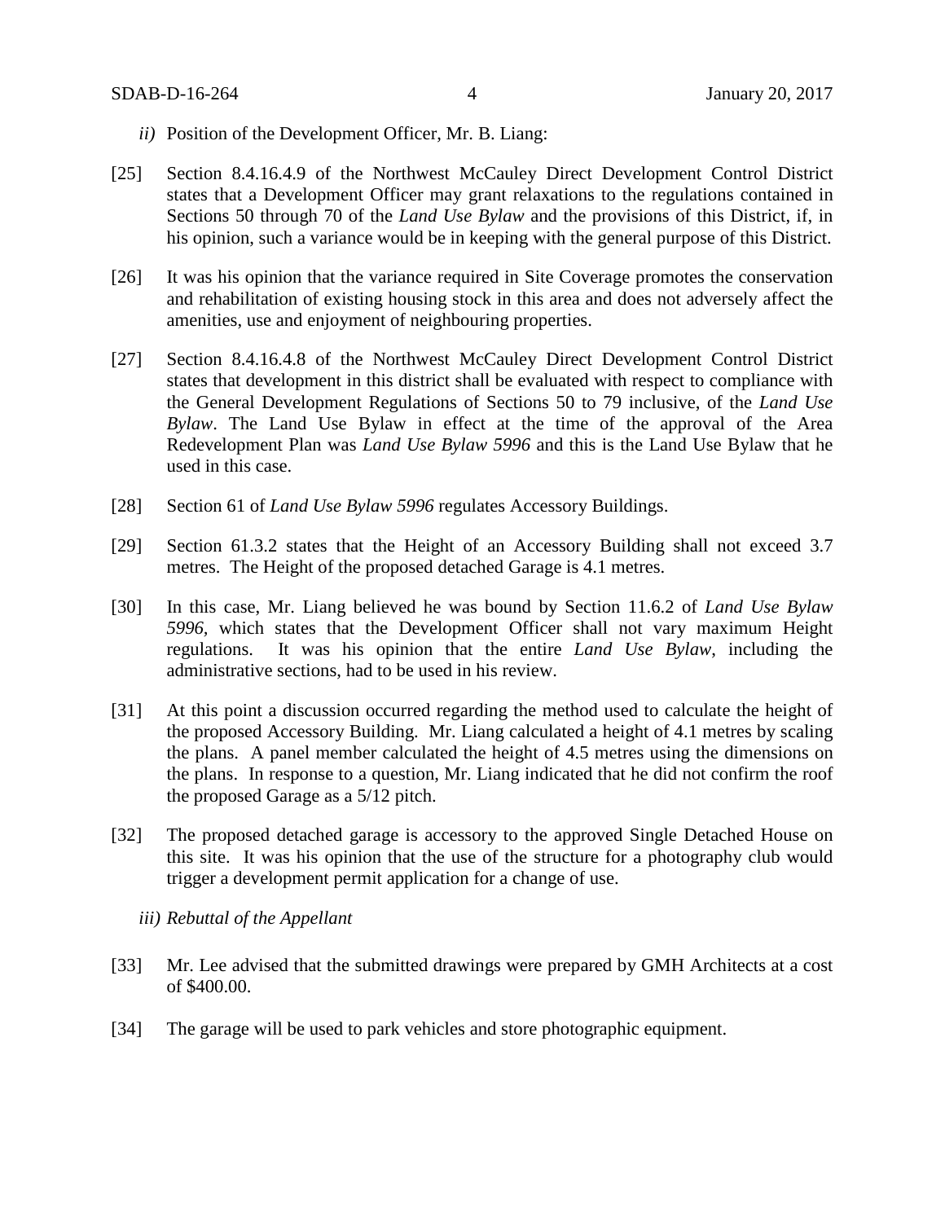*ii)* Position of the Development Officer, Mr. B. Liang:

[25] Section 8.4.16.4.9 of the Northwest McCauley Direct Development Control District states that a Development Officer may grant relaxations to the regulations contained in Sections 50 through 70 of the *Land Use Bylaw* and the provisions of this District, if, in his opinion, such a variance would be in keeping with the general purpose of this District.

[26] It was his opinion that the variance required in Site Coverage promotes the conservation and rehabilitation of existing housing stock in this area and does not adversely affect the amenities, use and enjoyment of neighbouring properties.

[27] Section 8.4.16.4.8 of the Northwest McCauley Direct Development Control District states that development in this district shall be evaluated with respect to compliance with the General Development Regulations of Sections 50 to 79 inclusive, of the *Land Use Bylaw*. The Land Use Bylaw in effect at the time of the approval of the Area Redevelopment Plan was *Land Use Bylaw 5996* and this is the Land Use Bylaw that he used in this case.

[28] Section 61 of *Land Use Bylaw 5996* regulates Accessory Buildings.

[29] Section 61.3.2 states that the Height of an Accessory Building shall not exceed 3.7 metres. The Height of the proposed detached Garage is 4.1 metres.

[30] In this case, Mr. Liang believed he was bound by Section 11.6.2 of *Land Use Bylaw 5996*, which states that the Development Officer shall not vary maximum Height regulations. It was his opinion that the entire *Land Use Bylaw*, including the administrative sections, had to be used in his review.

[31] At this point a discussion occurred regarding the method used to calculate the height of the proposed Accessory Building. Mr. Liang calculated a height of 4.1 metres by scaling the plans. A panel member calculated the height of 4.5 metres using the dimensions on the plans. In response to a question, Mr. Liang indicated that he did not confirm the roof the proposed Garage as a 5/12 pitch.

[32] The proposed detached garage is accessory to the approved Single Detached House on this site. It was his opinion that the use of the structure for a photography club would trigger a development permit application for a change of use.

*iii) Rebuttal of the Appellant*

[33] Mr. Lee advised that the submitted drawings were prepared by GMH Architects at a cost of $400.00.

[34] The garage will be used to park vehicles and store photographic equipment.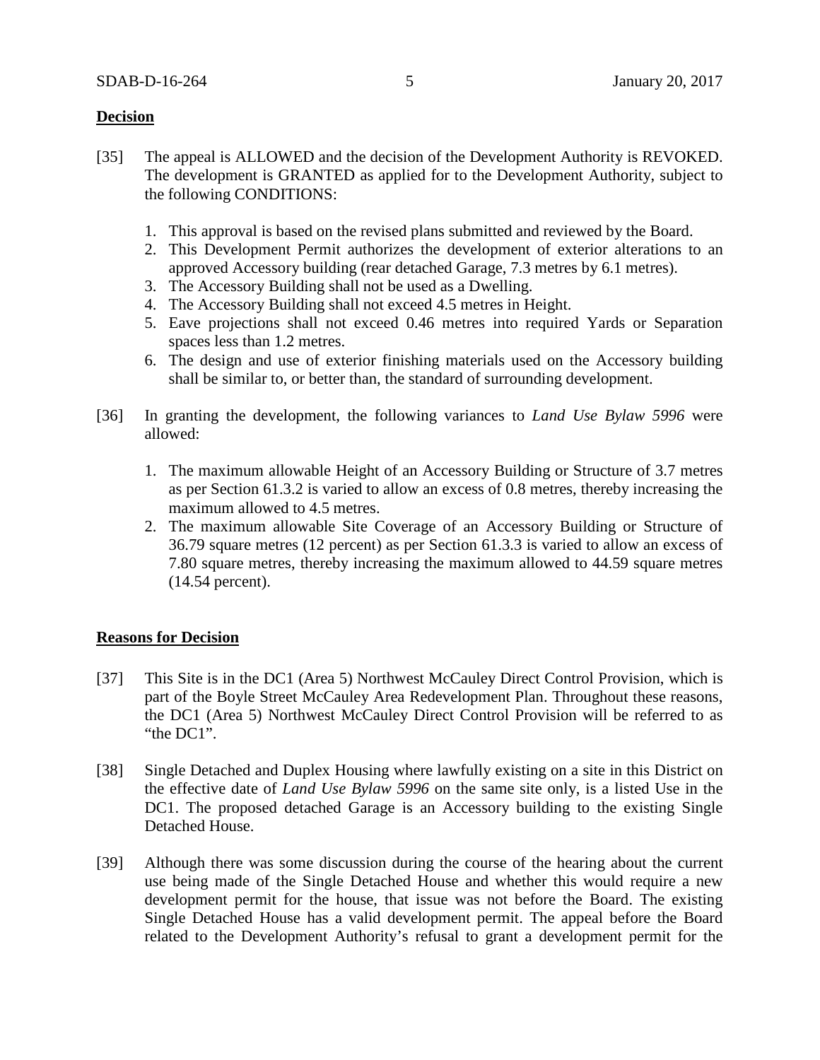**Decision**

[35] The appeal is ALLOWED and the decision of the Development Authority is REVOKED. The development is GRANTED as applied for to the Development Authority, subject to the following CONDITIONS:

1. This approval is based on the revised plans submitted and reviewed by the Board.
2. This Development Permit authorizes the development of exterior alterations to an approved Accessory building (rear detached Garage, 7.3 metres by 6.1 metres).
3. The Accessory Building shall not be used as a Dwelling.
4. The Accessory Building shall not exceed 4.5 metres in Height.
5. Eave projections shall not exceed 0.46 metres into required Yards or Separation spaces less than 1.2 metres.
6. The design and use of exterior finishing materials used on the Accessory building shall be similar to, or better than, the standard of surrounding development.

[36] In granting the development, the following variances to *Land Use Bylaw 5996* were allowed:

1. The maximum allowable Height of an Accessory Building or Structure of 3.7 metres as per Section 61.3.2 is varied to allow an excess of 0.8 metres, thereby increasing the maximum allowed to 4.5 metres.
2. The maximum allowable Site Coverage of an Accessory Building or Structure of 36.79 square metres (12 percent) as per Section 61.3.3 is varied to allow an excess of 7.80 square metres, thereby increasing the maximum allowed to 44.59 square metres (14.54 percent).

**Reasons for Decision**

[37] This Site is in the DC1 (Area 5) Northwest McCauley Direct Control Provision, which is part of the Boyle Street McCauley Area Redevelopment Plan. Throughout these reasons, the DC1 (Area 5) Northwest McCauley Direct Control Provision will be referred to as "the DC1".

[38] Single Detached and Duplex Housing where lawfully existing on a site in this District on the effective date of *Land Use Bylaw 5996* on the same site only, is a listed Use in the DC1. The proposed detached Garage is an Accessory building to the existing Single Detached House.

[39] Although there was some discussion during the course of the hearing about the current use being made of the Single Detached House and whether this would require a new development permit for the house, that issue was not before the Board. The existing Single Detached House has a valid development permit. The appeal before the Board related to the Development Authority's refusal to grant a development permit for the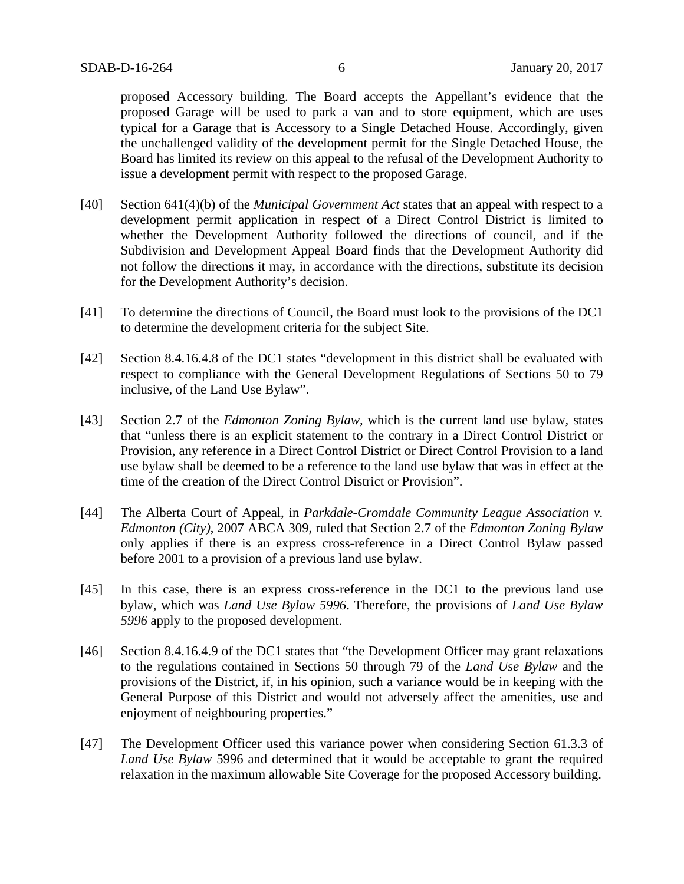proposed Accessory building. The Board accepts the Appellant's evidence that the proposed Garage will be used to park a van and to store equipment, which are uses typical for a Garage that is Accessory to a Single Detached House. Accordingly, given the unchallenged validity of the development permit for the Single Detached House, the Board has limited its review on this appeal to the refusal of the Development Authority to issue a development permit with respect to the proposed Garage.

[40] Section 641(4)(b) of the *Municipal Government Act* states that an appeal with respect to a development permit application in respect of a Direct Control District is limited to whether the Development Authority followed the directions of council, and if the Subdivision and Development Appeal Board finds that the Development Authority did not follow the directions it may, in accordance with the directions, substitute its decision for the Development Authority's decision.

[41] To determine the directions of Council, the Board must look to the provisions of the DC1 to determine the development criteria for the subject Site.

[42] Section 8.4.16.4.8 of the DC1 states "development in this district shall be evaluated with respect to compliance with the General Development Regulations of Sections 50 to 79 inclusive, of the Land Use Bylaw".

[43] Section 2.7 of the *Edmonton Zoning Bylaw,* which is the current land use bylaw, states that "unless there is an explicit statement to the contrary in a Direct Control District or Provision, any reference in a Direct Control District or Direct Control Provision to a land use bylaw shall be deemed to be a reference to the land use bylaw that was in effect at the time of the creation of the Direct Control District or Provision".

[44] The Alberta Court of Appeal, in *Parkdale-Cromdale Community League Association v. Edmonton (City)*, 2007 ABCA 309, ruled that Section 2.7 of the *Edmonton Zoning Bylaw* only applies if there is an express cross-reference in a Direct Control Bylaw passed before 2001 to a provision of a previous land use bylaw.

[45] In this case, there is an express cross-reference in the DC1 to the previous land use bylaw, which was *Land Use Bylaw 5996*. Therefore, the provisions of *Land Use Bylaw 5996* apply to the proposed development.

[46] Section 8.4.16.4.9 of the DC1 states that "the Development Officer may grant relaxations to the regulations contained in Sections 50 through 79 of the *Land Use Bylaw* and the provisions of the District, if, in his opinion, such a variance would be in keeping with the General Purpose of this District and would not adversely affect the amenities, use and enjoyment of neighbouring properties."

[47] The Development Officer used this variance power when considering Section 61.3.3 of *Land Use Bylaw* 5996 and determined that it would be acceptable to grant the required relaxation in the maximum allowable Site Coverage for the proposed Accessory building.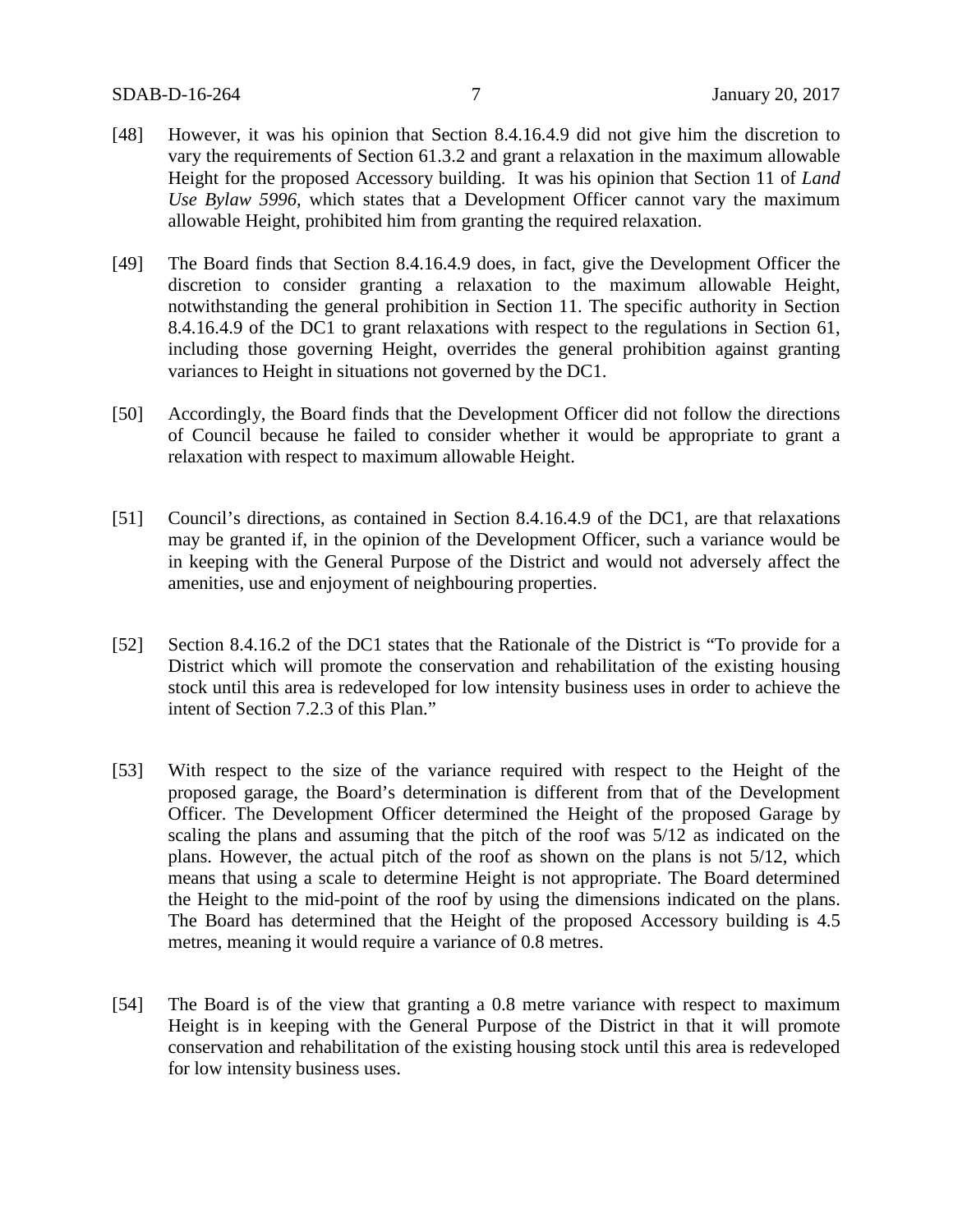[48] However, it was his opinion that Section 8.4.16.4.9 did not give him the discretion to vary the requirements of Section 61.3.2 and grant a relaxation in the maximum allowable Height for the proposed Accessory building. It was his opinion that Section 11 of *Land Use Bylaw 5996*, which states that a Development Officer cannot vary the maximum allowable Height, prohibited him from granting the required relaxation.

[49] The Board finds that Section 8.4.16.4.9 does, in fact, give the Development Officer the discretion to consider granting a relaxation to the maximum allowable Height, notwithstanding the general prohibition in Section 11. The specific authority in Section 8.4.16.4.9 of the DC1 to grant relaxations with respect to the regulations in Section 61, including those governing Height, overrides the general prohibition against granting variances to Height in situations not governed by the DC1.

[50] Accordingly, the Board finds that the Development Officer did not follow the directions of Council because he failed to consider whether it would be appropriate to grant a relaxation with respect to maximum allowable Height.

[51] Council's directions, as contained in Section 8.4.16.4.9 of the DC1, are that relaxations may be granted if, in the opinion of the Development Officer, such a variance would be in keeping with the General Purpose of the District and would not adversely affect the amenities, use and enjoyment of neighbouring properties.

[52] Section 8.4.16.2 of the DC1 states that the Rationale of the District is "To provide for a District which will promote the conservation and rehabilitation of the existing housing stock until this area is redeveloped for low intensity business uses in order to achieve the intent of Section 7.2.3 of this Plan."

[53] With respect to the size of the variance required with respect to the Height of the proposed garage, the Board's determination is different from that of the Development Officer. The Development Officer determined the Height of the proposed Garage by scaling the plans and assuming that the pitch of the roof was 5/12 as indicated on the plans. However, the actual pitch of the roof as shown on the plans is not 5/12, which means that using a scale to determine Height is not appropriate. The Board determined the Height to the mid-point of the roof by using the dimensions indicated on the plans. The Board has determined that the Height of the proposed Accessory building is 4.5 metres, meaning it would require a variance of 0.8 metres.

[54] The Board is of the view that granting a 0.8 metre variance with respect to maximum Height is in keeping with the General Purpose of the District in that it will promote conservation and rehabilitation of the existing housing stock until this area is redeveloped for low intensity business uses.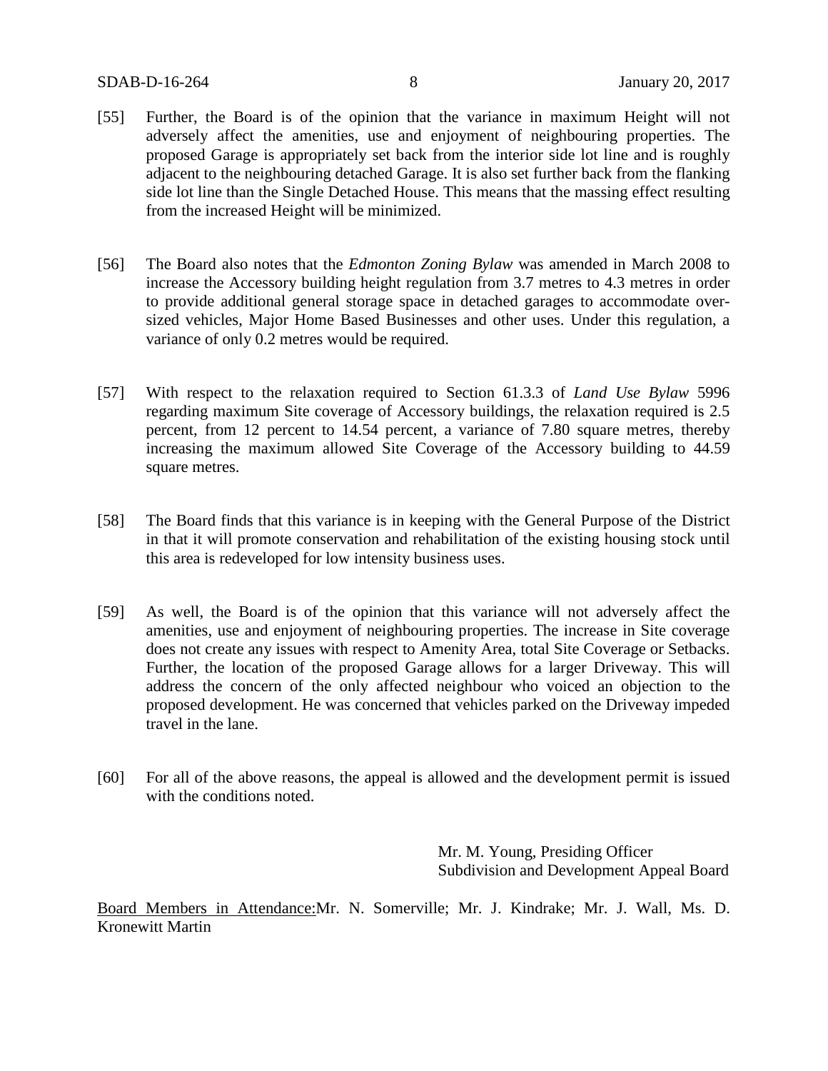[55] Further, the Board is of the opinion that the variance in maximum Height will not adversely affect the amenities, use and enjoyment of neighbouring properties. The proposed Garage is appropriately set back from the interior side lot line and is roughly adjacent to the neighbouring detached Garage. It is also set further back from the flanking side lot line than the Single Detached House. This means that the massing effect resulting from the increased Height will be minimized.

[56] The Board also notes that the *Edmonton Zoning Bylaw* was amended in March 2008 to increase the Accessory building height regulation from 3.7 metres to 4.3 metres in order to provide additional general storage space in detached garages to accommodate over-sized vehicles, Major Home Based Businesses and other uses. Under this regulation, a variance of only 0.2 metres would be required.

[57] With respect to the relaxation required to Section 61.3.3 of *Land Use Bylaw* 5996 regarding maximum Site coverage of Accessory buildings, the relaxation required is 2.5 percent, from 12 percent to 14.54 percent, a variance of 7.80 square metres, thereby increasing the maximum allowed Site Coverage of the Accessory building to 44.59 square metres.

[58] The Board finds that this variance is in keeping with the General Purpose of the District in that it will promote conservation and rehabilitation of the existing housing stock until this area is redeveloped for low intensity business uses.

[59] As well, the Board is of the opinion that this variance will not adversely affect the amenities, use and enjoyment of neighbouring properties. The increase in Site coverage does not create any issues with respect to Amenity Area, total Site Coverage or Setbacks. Further, the location of the proposed Garage allows for a larger Driveway. This will address the concern of the only affected neighbour who voiced an objection to the proposed development. He was concerned that vehicles parked on the Driveway impeded travel in the lane.

[60] For all of the above reasons, the appeal is allowed and the development permit is issued with the conditions noted.

Mr. M. Young, Presiding Officer
Subdivision and Development Appeal Board

<u>Board Members in Attendance:</u>Mr. N. Somerville; Mr. J. Kindrake; Mr. J. Wall, Ms. D. Kronewitt Martin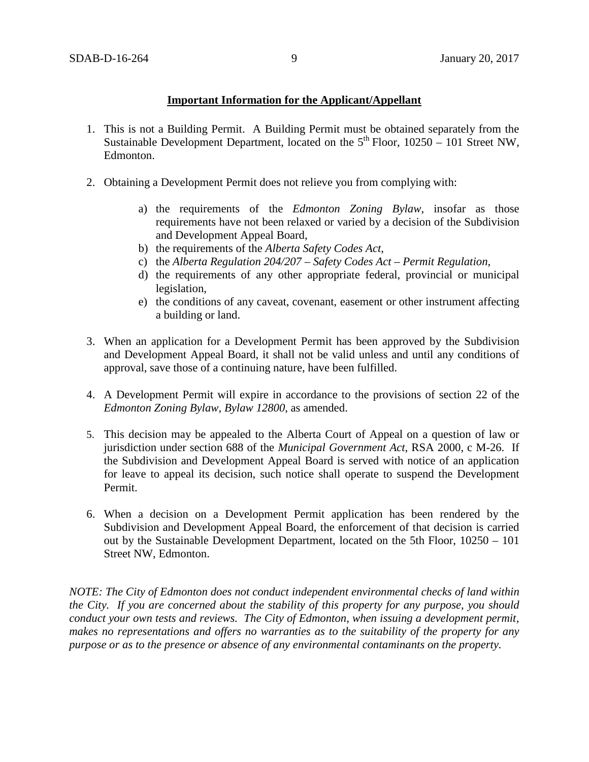## **Important Information for the Applicant/Appellant**

1. This is not a Building Permit. A Building Permit must be obtained separately from the Sustainable Development Department, located on the $5^{th}$ Floor, 10250 – 101 Street NW, Edmonton.

2. Obtaining a Development Permit does not relieve you from complying with:

   a) the requirements of the *Edmonton Zoning Bylaw*, insofar as those requirements have not been relaxed or varied by a decision of the Subdivision and Development Appeal Board,
   b) the requirements of the *Alberta Safety Codes Act*,
   c) the *Alberta Regulation 204/207 – Safety Codes Act – Permit Regulation*,
   d) the requirements of any other appropriate federal, provincial or municipal legislation,
   e) the conditions of any caveat, covenant, easement or other instrument affecting a building or land.

3. When an application for a Development Permit has been approved by the Subdivision and Development Appeal Board, it shall not be valid unless and until any conditions of approval, save those of a continuing nature, have been fulfilled.

4. A Development Permit will expire in accordance to the provisions of section 22 of the *Edmonton Zoning Bylaw, Bylaw 12800*, as amended.

5. This decision may be appealed to the Alberta Court of Appeal on a question of law or jurisdiction under section 688 of the *Municipal Government Act*, RSA 2000, c M-26. If the Subdivision and Development Appeal Board is served with notice of an application for leave to appeal its decision, such notice shall operate to suspend the Development Permit.

6. When a decision on a Development Permit application has been rendered by the Subdivision and Development Appeal Board, the enforcement of that decision is carried out by the Sustainable Development Department, located on the 5th Floor, 10250 – 101 Street NW, Edmonton.

*NOTE: The City of Edmonton does not conduct independent environmental checks of land within the City. If you are concerned about the stability of this property for any purpose, you should conduct your own tests and reviews. The City of Edmonton, when issuing a development permit, makes no representations and offers no warranties as to the suitability of the property for any purpose or as to the presence or absence of any environmental contaminants on the property.*